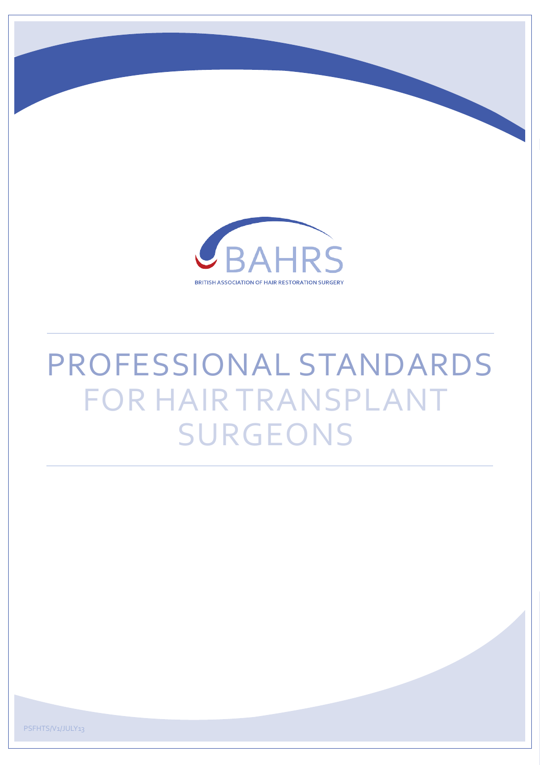BAHRS

BRITISH ASSOCIATION OF HAIR RESTORATION SURGERY

# PROFESSIONAL STANDARDS FOR HAIR TRANSPLANT SURGEONS

PSFHTS/V1/JULY13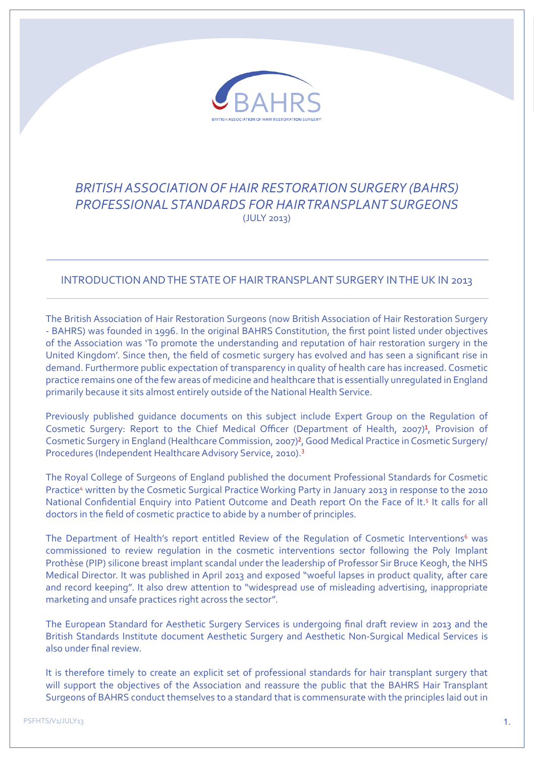BAHRS

BRITISH ASSOCIATION OF HAIR RESTORATION SURGERY

# *BRITISH ASSOCIATION OF HAIR RESTORATION SURGERY (BAHRS) PROFESSIONAL STANDARDS FOR HAIR TRANSPLANT SURGEONS*

(JULY 2013)

## INTRODUCTION AND THE STATE OF HAIR TRANSPLANT SURGERY IN THE UK IN 2013

The British Association of Hair Restoration Surgeons (now British Association of Hair Restoration Surgery - BAHRS) was founded in 1996. In the original BAHRS Constitution, the first point listed under objectives of the Association was 'To promote the understanding and reputation of hair restoration surgery in the United Kingdom'. Since then, the field of cosmetic surgery has evolved and has seen a significant rise in demand. Furthermore public expectation of transparency in quality of health care has increased. Cosmetic practice remains one of the few areas of medicine and healthcare that is essentially unregulated in England primarily because it sits almost entirely outside of the National Health Service.

Previously published guidance documents on this subject include Expert Group on the Regulation of Cosmetic Surgery: Report to the Chief Medical Officer (Department of Health, 2007)[1], Provision of Cosmetic Surgery in England (Healthcare Commission, 2007)[2], Good Medical Practice in Cosmetic Surgery/ Procedures (Independent Healthcare Advisory Service, 2010).[3]

The Royal College of Surgeons of England published the document Professional Standards for Cosmetic Practice[4] written by the Cosmetic Surgical Practice Working Party in January 2013 in response to the 2010 National Confidential Enquiry into Patient Outcome and Death report On the Face of It.[5] It calls for all doctors in the field of cosmetic practice to abide by a number of principles.

The Department of Health's report entitled Review of the Regulation of Cosmetic Interventions[6] was commissioned to review regulation in the cosmetic interventions sector following the Poly Implant Prothèse (PIP) silicone breast implant scandal under the leadership of Professor Sir Bruce Keogh, the NHS Medical Director. It was published in April 2013 and exposed "woeful lapses in product quality, after care and record keeping". It also drew attention to "widespread use of misleading advertising, inappropriate marketing and unsafe practices right across the sector".

The European Standard for Aesthetic Surgery Services is undergoing final draft review in 2013 and the British Standards Institute document Aesthetic Surgery and Aesthetic Non-Surgical Medical Services is also under final review.

It is therefore timely to create an explicit set of professional standards for hair transplant surgery that will support the objectives of the Association and reassure the public that the BAHRS Hair Transplant Surgeons of BAHRS conduct themselves to a standard that is commensurate with the principles laid out in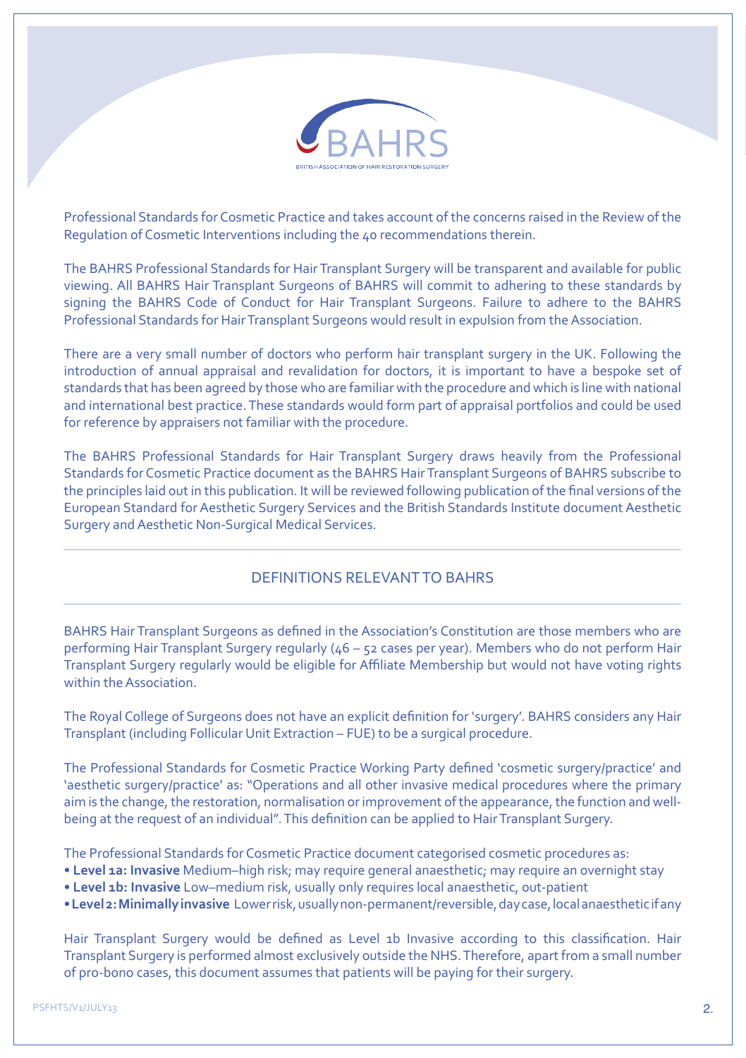Professional Standards for Cosmetic Practice and takes account of the concerns raised in the Review of the Regulation of Cosmetic Interventions including the 40 recommendations therein.

The BAHRS Professional Standards for Hair Transplant Surgery will be transparent and available for public viewing. All BAHRS Hair Transplant Surgeons of BAHRS will commit to adhering to these standards by signing the BAHRS Code of Conduct for Hair Transplant Surgeons. Failure to adhere to the BAHRS Professional Standards for Hair Transplant Surgeons would result in expulsion from the Association.

There are a very small number of doctors who perform hair transplant surgery in the UK. Following the introduction of annual appraisal and revalidation for doctors, it is important to have a bespoke set of standards that has been agreed by those who are familiar with the procedure and which is line with national and international best practice. These standards would form part of appraisal portfolios and could be used for reference by appraisers not familiar with the procedure.

The BAHRS Professional Standards for Hair Transplant Surgery draws heavily from the Professional Standards for Cosmetic Practice document as the BAHRS Hair Transplant Surgeons of BAHRS subscribe to the principles laid out in this publication. It will be reviewed following publication of the final versions of the European Standard for Aesthetic Surgery Services and the British Standards Institute document Aesthetic Surgery and Aesthetic Non-Surgical Medical Services.

## DEFINITIONS RELEVANT TO BAHRS

BAHRS Hair Transplant Surgeons as defined in the Association's Constitution are those members who are performing Hair Transplant Surgery regularly (46 – 52 cases per year). Members who do not perform Hair Transplant Surgery regularly would be eligible for Affiliate Membership but would not have voting rights within the Association.

The Royal College of Surgeons does not have an explicit definition for 'surgery'. BAHRS considers any Hair Transplant (including Follicular Unit Extraction – FUE) to be a surgical procedure.

The Professional Standards for Cosmetic Practice Working Party defined 'cosmetic surgery/practice' and 'aesthetic surgery/practice' as: "Operations and all other invasive medical procedures where the primary aim is the change, the restoration, normalisation or improvement of the appearance, the function and well-being at the request of an individual". This definition can be applied to Hair Transplant Surgery.

The Professional Standards for Cosmetic Practice document categorised cosmetic procedures as:

- **Level 1a: Invasive** Medium–high risk; may require general anaesthetic; may require an overnight stay
- **Level 1b: Invasive** Low–medium risk, usually only requires local anaesthetic, out-patient
- **Level 2: Minimally invasive** Lower risk, usually non-permanent/reversible, day case, local anaesthetic if any

Hair Transplant Surgery would be defined as Level 1b Invasive according to this classification. Hair Transplant Surgery is performed almost exclusively outside the NHS. Therefore, apart from a small number of pro-bono cases, this document assumes that patients will be paying for their surgery.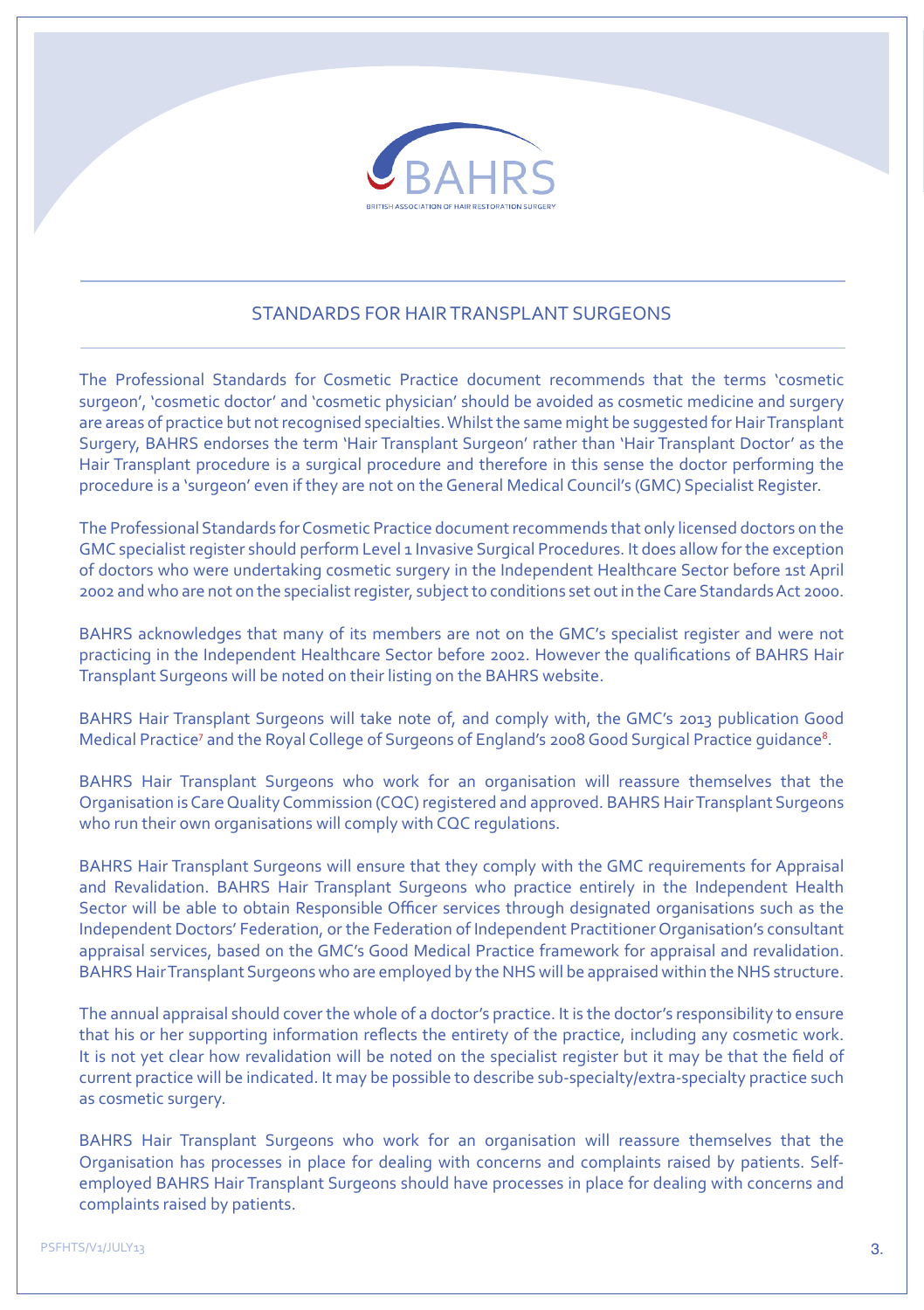## STANDARDS FOR HAIR TRANSPLANT SURGEONS

The Professional Standards for Cosmetic Practice document recommends that the terms 'cosmetic surgeon', 'cosmetic doctor' and 'cosmetic physician' should be avoided as cosmetic medicine and surgery are areas of practice but not recognised specialties. Whilst the same might be suggested for Hair Transplant Surgery, BAHRS endorses the term 'Hair Transplant Surgeon' rather than 'Hair Transplant Doctor' as the Hair Transplant procedure is a surgical procedure and therefore in this sense the doctor performing the procedure is a 'surgeon' even if they are not on the General Medical Council's (GMC) Specialist Register.

The Professional Standards for Cosmetic Practice document recommends that only licensed doctors on the GMC specialist register should perform Level 1 Invasive Surgical Procedures. It does allow for the exception of doctors who were undertaking cosmetic surgery in the Independent Healthcare Sector before 1st April 2002 and who are not on the specialist register, subject to conditions set out in the Care Standards Act 2000.

BAHRS acknowledges that many of its members are not on the GMC's specialist register and were not practicing in the Independent Healthcare Sector before 2002. However the qualifications of BAHRS Hair Transplant Surgeons will be noted on their listing on the BAHRS website.

BAHRS Hair Transplant Surgeons will take note of, and comply with, the GMC's 2013 publication Good Medical Practice[7] and the Royal College of Surgeons of England's 2008 Good Surgical Practice guidance[8].

BAHRS Hair Transplant Surgeons who work for an organisation will reassure themselves that the Organisation is Care Quality Commission (CQC) registered and approved. BAHRS Hair Transplant Surgeons who run their own organisations will comply with CQC regulations.

BAHRS Hair Transplant Surgeons will ensure that they comply with the GMC requirements for Appraisal and Revalidation. BAHRS Hair Transplant Surgeons who practice entirely in the Independent Health Sector will be able to obtain Responsible Officer services through designated organisations such as the Independent Doctors' Federation, or the Federation of Independent Practitioner Organisation's consultant appraisal services, based on the GMC's Good Medical Practice framework for appraisal and revalidation. BAHRS Hair Transplant Surgeons who are employed by the NHS will be appraised within the NHS structure.

The annual appraisal should cover the whole of a doctor's practice. It is the doctor's responsibility to ensure that his or her supporting information reflects the entirety of the practice, including any cosmetic work. It is not yet clear how revalidation will be noted on the specialist register but it may be that the field of current practice will be indicated. It may be possible to describe sub-specialty/extra-specialty practice such as cosmetic surgery.

BAHRS Hair Transplant Surgeons who work for an organisation will reassure themselves that the Organisation has processes in place for dealing with concerns and complaints raised by patients. Self-employed BAHRS Hair Transplant Surgeons should have processes in place for dealing with concerns and complaints raised by patients.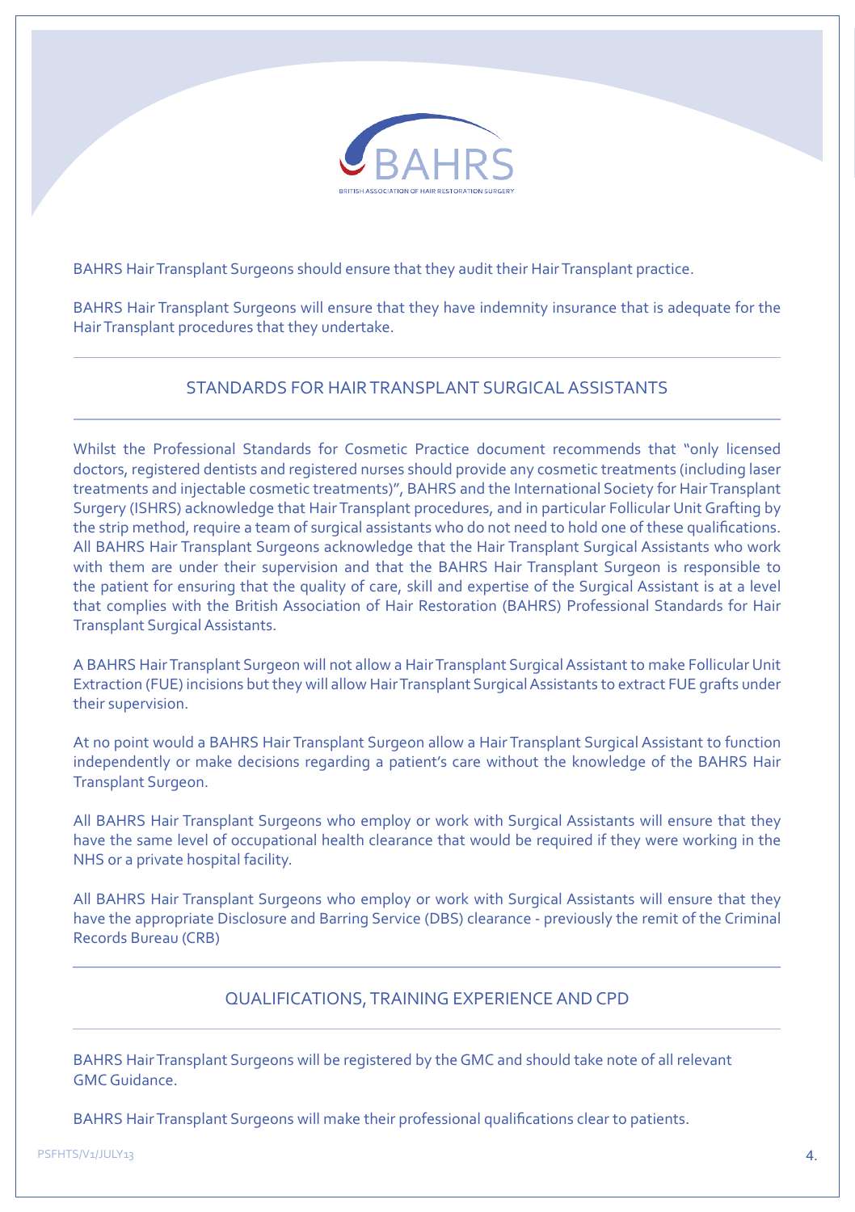BAHRS Hair Transplant Surgeons should ensure that they audit their Hair Transplant practice.

BAHRS Hair Transplant Surgeons will ensure that they have indemnity insurance that is adequate for the Hair Transplant procedures that they undertake.

## STANDARDS FOR HAIR TRANSPLANT SURGICAL ASSISTANTS

Whilst the Professional Standards for Cosmetic Practice document recommends that "only licensed doctors, registered dentists and registered nurses should provide any cosmetic treatments (including laser treatments and injectable cosmetic treatments)", BAHRS and the International Society for Hair Transplant Surgery (ISHRS) acknowledge that Hair Transplant procedures, and in particular Follicular Unit Grafting by the strip method, require a team of surgical assistants who do not need to hold one of these qualifications. All BAHRS Hair Transplant Surgeons acknowledge that the Hair Transplant Surgical Assistants who work with them are under their supervision and that the BAHRS Hair Transplant Surgeon is responsible to the patient for ensuring that the quality of care, skill and expertise of the Surgical Assistant is at a level that complies with the British Association of Hair Restoration (BAHRS) Professional Standards for Hair Transplant Surgical Assistants.

A BAHRS Hair Transplant Surgeon will not allow a Hair Transplant Surgical Assistant to make Follicular Unit Extraction (FUE) incisions but they will allow Hair Transplant Surgical Assistants to extract FUE grafts under their supervision.

At no point would a BAHRS Hair Transplant Surgeon allow a Hair Transplant Surgical Assistant to function independently or make decisions regarding a patient's care without the knowledge of the BAHRS Hair Transplant Surgeon.

All BAHRS Hair Transplant Surgeons who employ or work with Surgical Assistants will ensure that they have the same level of occupational health clearance that would be required if they were working in the NHS or a private hospital facility.

All BAHRS Hair Transplant Surgeons who employ or work with Surgical Assistants will ensure that they have the appropriate Disclosure and Barring Service (DBS) clearance - previously the remit of the Criminal Records Bureau (CRB)

## QUALIFICATIONS, TRAINING EXPERIENCE AND CPD

BAHRS Hair Transplant Surgeons will be registered by the GMC and should take note of all relevant GMC Guidance.

BAHRS Hair Transplant Surgeons will make their professional qualifications clear to patients.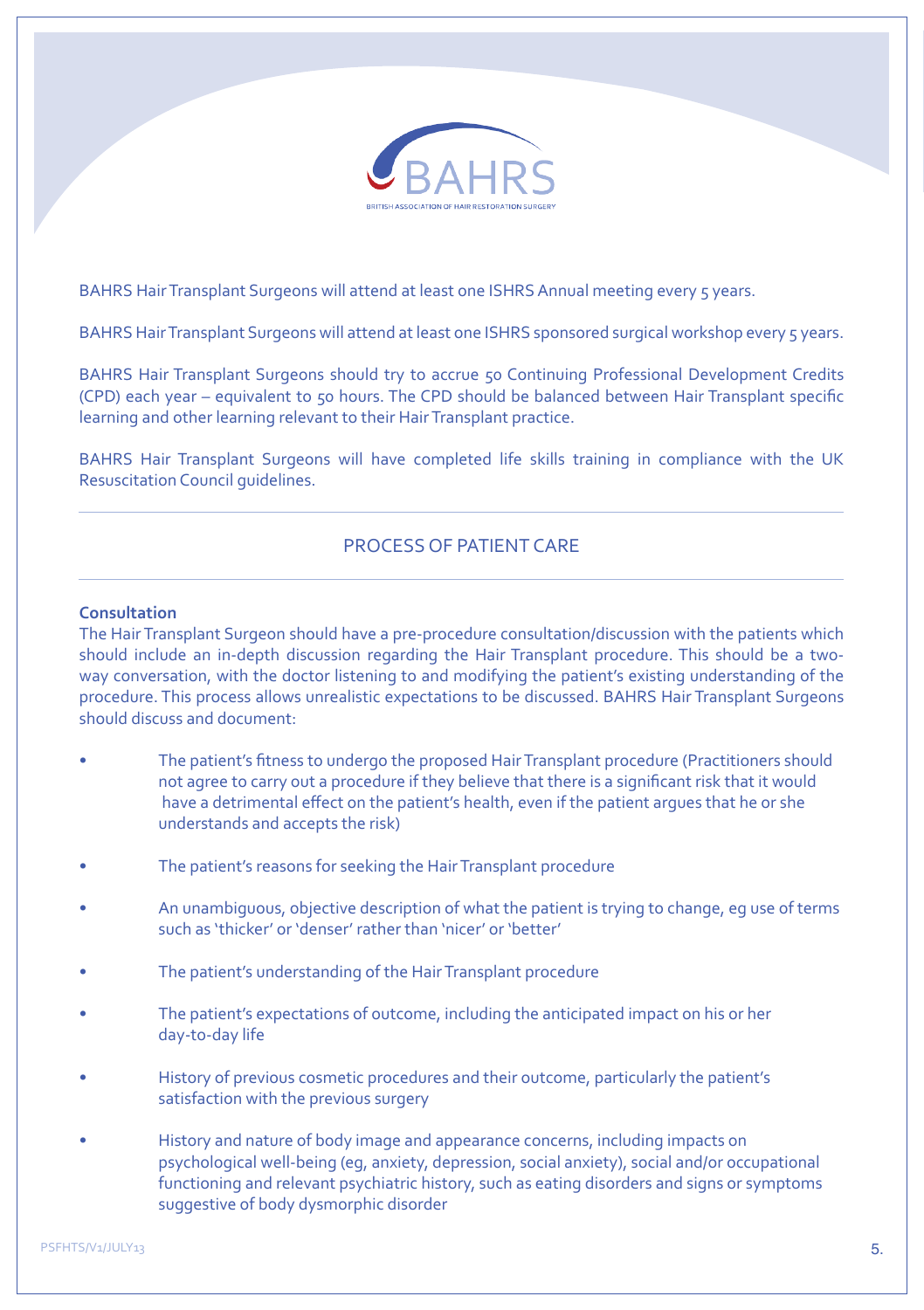BAHRS Hair Transplant Surgeons will attend at least one ISHRS Annual meeting every 5 years.

BAHRS Hair Transplant Surgeons will attend at least one ISHRS sponsored surgical workshop every 5 years.

BAHRS Hair Transplant Surgeons should try to accrue 50 Continuing Professional Development Credits (CPD) each year – equivalent to 50 hours. The CPD should be balanced between Hair Transplant specific learning and other learning relevant to their Hair Transplant practice.

BAHRS Hair Transplant Surgeons will have completed life skills training in compliance with the UK Resuscitation Council guidelines.

## PROCESS OF PATIENT CARE

**Consultation**

The Hair Transplant Surgeon should have a pre-procedure consultation/discussion with the patients which should include an in-depth discussion regarding the Hair Transplant procedure. This should be a two-way conversation, with the doctor listening to and modifying the patient's existing understanding of the procedure. This process allows unrealistic expectations to be discussed. BAHRS Hair Transplant Surgeons should discuss and document:

- The patient's fitness to undergo the proposed Hair Transplant procedure (Practitioners should not agree to carry out a procedure if they believe that there is a significant risk that it would have a detrimental effect on the patient's health, even if the patient argues that he or she understands and accepts the risk)
- The patient's reasons for seeking the Hair Transplant procedure
- An unambiguous, objective description of what the patient is trying to change, eg use of terms such as 'thicker' or 'denser' rather than 'nicer' or 'better'
- The patient's understanding of the Hair Transplant procedure
- The patient's expectations of outcome, including the anticipated impact on his or her day-to-day life
- History of previous cosmetic procedures and their outcome, particularly the patient's satisfaction with the previous surgery
- History and nature of body image and appearance concerns, including impacts on psychological well-being (eg, anxiety, depression, social anxiety), social and/or occupational functioning and relevant psychiatric history, such as eating disorders and signs or symptoms suggestive of body dysmorphic disorder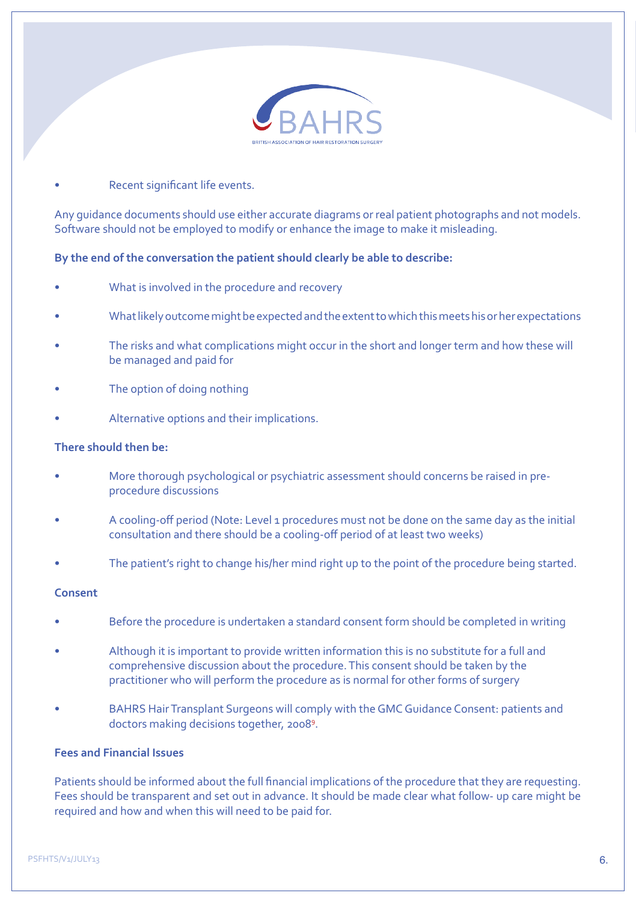- Recent significant life events.

Any guidance documents should use either accurate diagrams or real patient photographs and not models. Software should not be employed to modify or enhance the image to make it misleading.

**By the end of the conversation the patient should clearly be able to describe:**

- What is involved in the procedure and recovery
- What likely outcome might be expected and the extent to which this meets his or her expectations
- The risks and what complications might occur in the short and longer term and how these will be managed and paid for
- The option of doing nothing
- Alternative options and their implications.

**There should then be:**

- More thorough psychological or psychiatric assessment should concerns be raised in pre-procedure discussions
- A cooling-off period (Note: Level 1 procedures must not be done on the same day as the initial consultation and there should be a cooling-off period of at least two weeks)
- The patient's right to change his/her mind right up to the point of the procedure being started.

**Consent**

- Before the procedure is undertaken a standard consent form should be completed in writing
- Although it is important to provide written information this is no substitute for a full and comprehensive discussion about the procedure. This consent should be taken by the practitioner who will perform the procedure as is normal for other forms of surgery
- BAHRS Hair Transplant Surgeons will comply with the GMC Guidance Consent: patients and doctors making decisions together, 2008[9].

**Fees and Financial Issues**

Patients should be informed about the full financial implications of the procedure that they are requesting. Fees should be transparent and set out in advance. It should be made clear what follow- up care might be required and how and when this will need to be paid for.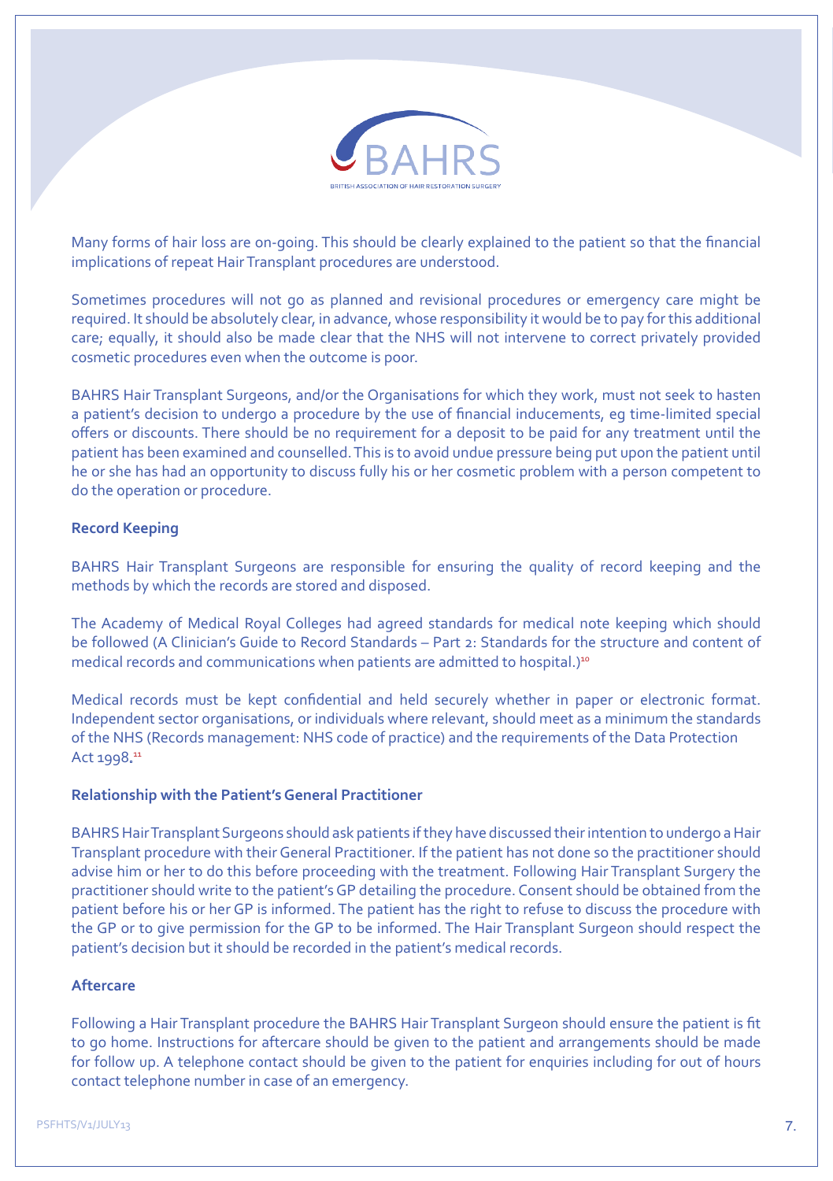Many forms of hair loss are on-going. This should be clearly explained to the patient so that the financial implications of repeat Hair Transplant procedures are understood.

Sometimes procedures will not go as planned and revisional procedures or emergency care might be required. It should be absolutely clear, in advance, whose responsibility it would be to pay for this additional care; equally, it should also be made clear that the NHS will not intervene to correct privately provided cosmetic procedures even when the outcome is poor.

BAHRS Hair Transplant Surgeons, and/or the Organisations for which they work, must not seek to hasten a patient's decision to undergo a procedure by the use of financial inducements, eg time-limited special offers or discounts. There should be no requirement for a deposit to be paid for any treatment until the patient has been examined and counselled. This is to avoid undue pressure being put upon the patient until he or she has had an opportunity to discuss fully his or her cosmetic problem with a person competent to do the operation or procedure.

**Record Keeping**

BAHRS Hair Transplant Surgeons are responsible for ensuring the quality of record keeping and the methods by which the records are stored and disposed.

The Academy of Medical Royal Colleges had agreed standards for medical note keeping which should be followed (A Clinician's Guide to Record Standards – Part 2: Standards for the structure and content of medical records and communications when patients are admitted to hospital.)[10]

Medical records must be kept confidential and held securely whether in paper or electronic format. Independent sector organisations, or individuals where relevant, should meet as a minimum the standards of the NHS (Records management: NHS code of practice) and the requirements of the Data Protection Act 1998.[11]

**Relationship with the Patient's General Practitioner**

BAHRS Hair Transplant Surgeons should ask patients if they have discussed their intention to undergo a Hair Transplant procedure with their General Practitioner. If the patient has not done so the practitioner should advise him or her to do this before proceeding with the treatment. Following Hair Transplant Surgery the practitioner should write to the patient's GP detailing the procedure. Consent should be obtained from the patient before his or her GP is informed. The patient has the right to refuse to discuss the procedure with the GP or to give permission for the GP to be informed. The Hair Transplant Surgeon should respect the patient's decision but it should be recorded in the patient's medical records.

**Aftercare**

Following a Hair Transplant procedure the BAHRS Hair Transplant Surgeon should ensure the patient is fit to go home. Instructions for aftercare should be given to the patient and arrangements should be made for follow up. A telephone contact should be given to the patient for enquiries including for out of hours contact telephone number in case of an emergency.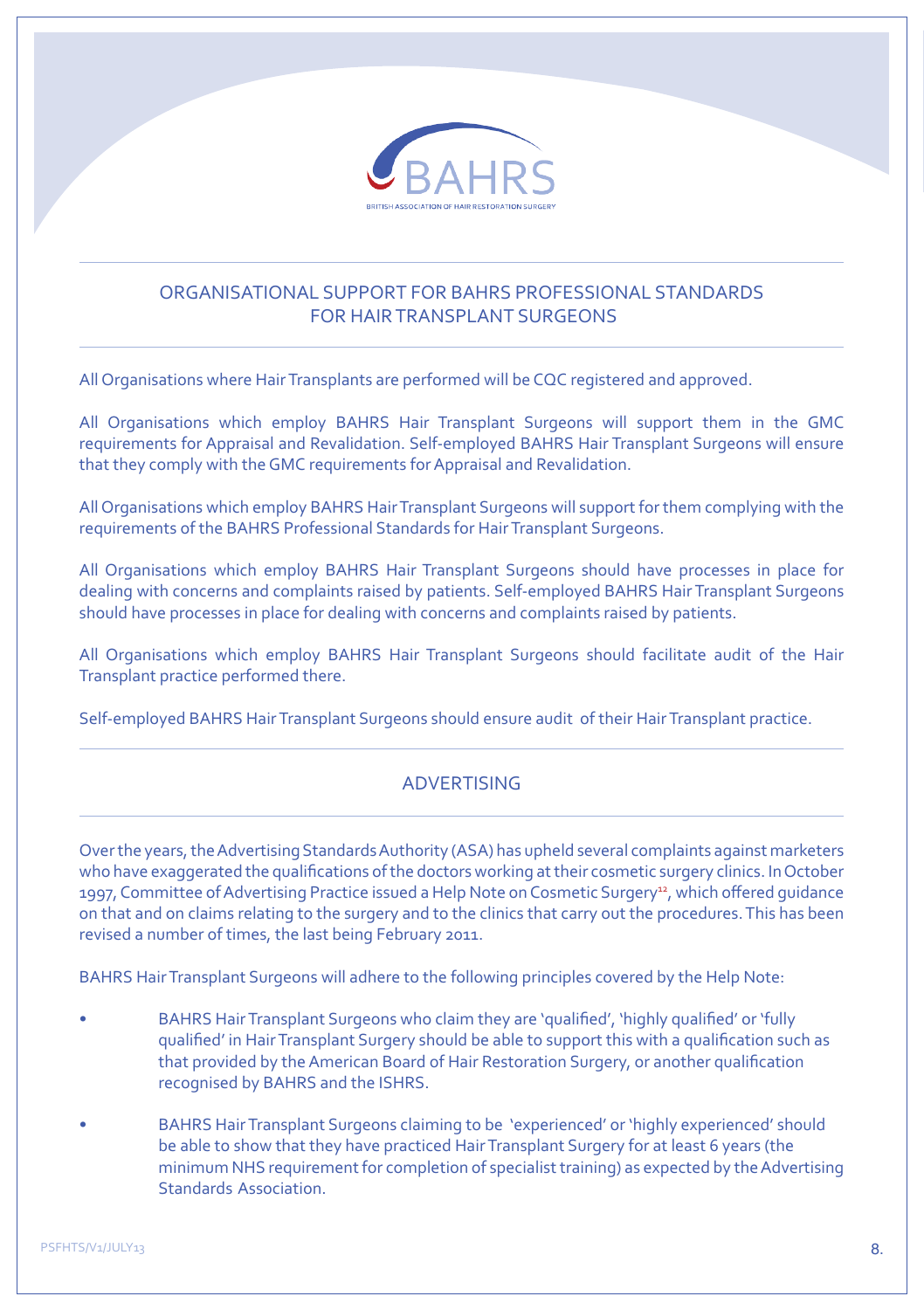## ORGANISATIONAL SUPPORT FOR BAHRS PROFESSIONAL STANDARDS FOR HAIR TRANSPLANT SURGEONS

All Organisations where Hair Transplants are performed will be CQC registered and approved.

All Organisations which employ BAHRS Hair Transplant Surgeons will support them in the GMC requirements for Appraisal and Revalidation. Self-employed BAHRS Hair Transplant Surgeons will ensure that they comply with the GMC requirements for Appraisal and Revalidation.

All Organisations which employ BAHRS Hair Transplant Surgeons will support for them complying with the requirements of the BAHRS Professional Standards for Hair Transplant Surgeons.

All Organisations which employ BAHRS Hair Transplant Surgeons should have processes in place for dealing with concerns and complaints raised by patients. Self-employed BAHRS Hair Transplant Surgeons should have processes in place for dealing with concerns and complaints raised by patients.

All Organisations which employ BAHRS Hair Transplant Surgeons should facilitate audit of the Hair Transplant practice performed there.

Self-employed BAHRS Hair Transplant Surgeons should ensure audit of their Hair Transplant practice.

## ADVERTISING

Over the years, the Advertising Standards Authority (ASA) has upheld several complaints against marketers who have exaggerated the qualifications of the doctors working at their cosmetic surgery clinics. In October 1997, Committee of Advertising Practice issued a Help Note on Cosmetic Surgery[12], which offered guidance on that and on claims relating to the surgery and to the clinics that carry out the procedures. This has been revised a number of times, the last being February 2011.

BAHRS Hair Transplant Surgeons will adhere to the following principles covered by the Help Note:

- BAHRS Hair Transplant Surgeons who claim they are 'qualified', 'highly qualified' or 'fully qualified' in Hair Transplant Surgery should be able to support this with a qualification such as that provided by the American Board of Hair Restoration Surgery, or another qualification recognised by BAHRS and the ISHRS.
- BAHRS Hair Transplant Surgeons claiming to be 'experienced' or 'highly experienced' should be able to show that they have practiced Hair Transplant Surgery for at least 6 years (the minimum NHS requirement for completion of specialist training) as expected by the Advertising Standards Association.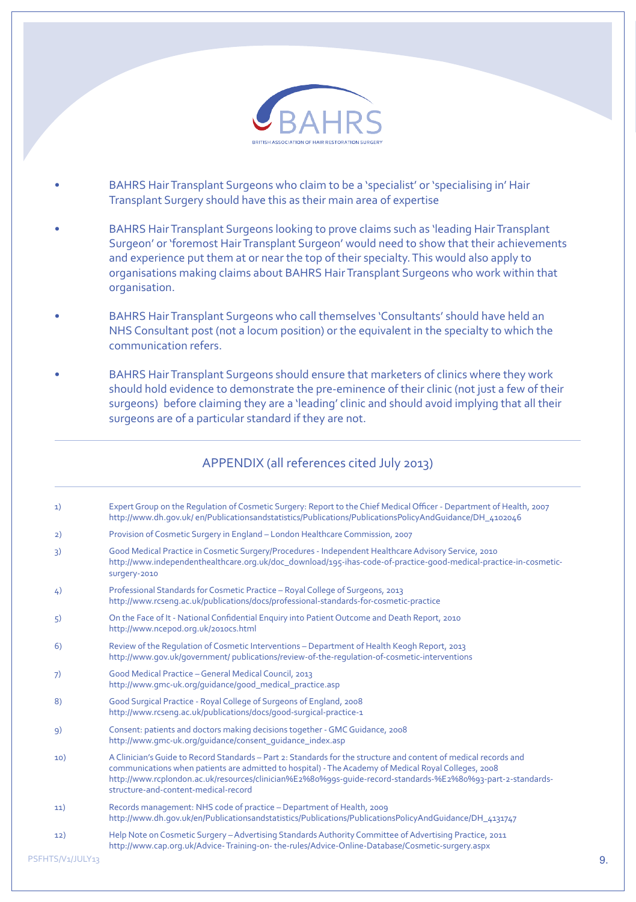- BAHRS Hair Transplant Surgeons who claim to be a 'specialist' or 'specialising in' Hair Transplant Surgery should have this as their main area of expertise
- BAHRS Hair Transplant Surgeons looking to prove claims such as 'leading Hair Transplant Surgeon' or 'foremost Hair Transplant Surgeon' would need to show that their achievements and experience put them at or near the top of their specialty. This would also apply to organisations making claims about BAHRS Hair Transplant Surgeons who work within that organisation.
- BAHRS Hair Transplant Surgeons who call themselves 'Consultants' should have held an NHS Consultant post (not a locum position) or the equivalent in the specialty to which the communication refers.
- BAHRS Hair Transplant Surgeons should ensure that marketers of clinics where they work should hold evidence to demonstrate the pre-eminence of their clinic (not just a few of their surgeons) before claiming they are a 'leading' clinic and should avoid implying that all their surgeons are of a particular standard if they are not.

---

## APPENDIX (all references cited July 2013)

---

1) Expert Group on the Regulation of Cosmetic Surgery: Report to the Chief Medical Officer - Department of Health, 2007
http://www.dh.gov.uk/ en/Publicationsandstatistics/Publications/PublicationsPolicyAndGuidance/DH_4102046

2) Provision of Cosmetic Surgery in England – London Healthcare Commission, 2007

3) Good Medical Practice in Cosmetic Surgery/Procedures - Independent Healthcare Advisory Service, 2010
http://www.independenthealthcare.org.uk/doc_download/195-ihas-code-of-practice-good-medical-practice-in-cosmetic-surgery-2010

4) Professional Standards for Cosmetic Practice – Royal College of Surgeons, 2013
http://www.rcseng.ac.uk/publications/docs/professional-standards-for-cosmetic-practice

5) On the Face of It - National Confidential Enquiry into Patient Outcome and Death Report, 2010
http://www.ncepod.org.uk/2010cs.html

6) Review of the Regulation of Cosmetic Interventions – Department of Health Keogh Report, 2013
http://www.gov.uk/government/ publications/review-of-the-regulation-of-cosmetic-interventions

7) Good Medical Practice – General Medical Council, 2013
http://www.gmc-uk.org/guidance/good_medical_practice.asp

8) Good Surgical Practice - Royal College of Surgeons of England, 2008
http://www.rcseng.ac.uk/publications/docs/good-surgical-practice-1

9) Consent: patients and doctors making decisions together - GMC Guidance, 2008
http://www.gmc-uk.org/guidance/consent_guidance_index.asp

10) A Clinician's Guide to Record Standards – Part 2: Standards for the structure and content of medical records and communications when patients are admitted to hospital) - The Academy of Medical Royal Colleges, 2008
http://www.rcplondon.ac.uk/resources/clinician%E2%80%99s-guide-record-standards-%E2%80%93-part-2-standards-structure-and-content-medical-record

11) Records management: NHS code of practice – Department of Health, 2009
http://www.dh.gov.uk/en/Publicationsandstatistics/Publications/PublicationsPolicyAndGuidance/DH_4131747

12) Help Note on Cosmetic Surgery – Advertising Standards Authority Committee of Advertising Practice, 2011
http://www.cap.org.uk/Advice- Training-on- the-rules/Advice-Online-Database/Cosmetic-surgery.aspx